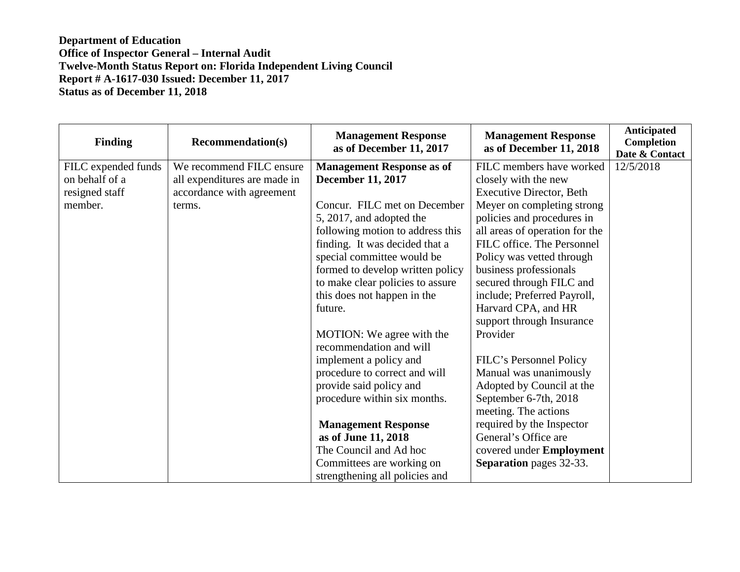**Department of Education**
**Office of Inspector General – Internal Audit**
**Twelve-Month Status Report on: Florida Independent Living Council**
**Report # A-1617-030 Issued: December 11, 2017**
**Status as of December 11, 2018**

| Finding | Recommendation(s) | Management Response as of December 11, 2017 | Management Response as of December 11, 2018 | Anticipated Completion Date & Contact |
|---|---|---|---|---|
| FILC expended funds on behalf of a resigned staff member. | We recommend FILC ensure all expenditures are made in accordance with agreement terms. | **Management Response as of December 11, 2017**<br><br>Concur. FILC met on December 5, 2017, and adopted the following motion to address this finding. It was decided that a special committee would be formed to develop written policy to make clear policies to assure this does not happen in the future.<br><br>MOTION: We agree with the recommendation and will implement a policy and procedure to correct and will provide said policy and procedure within six months.<br><br>**Management Response as of June 11, 2018**<br>The Council and Ad hoc Committees are working on strengthening all policies and | FILC members have worked closely with the new Executive Director, Beth Meyer on completing strong policies and procedures in all areas of operation for the FILC office. The Personnel Policy was vetted through business professionals secured through FILC and include; Preferred Payroll, Harvard CPA, and HR support through Insurance Provider<br><br>FILC's Personnel Policy Manual was unanimously Adopted by Council at the September 6-7th, 2018 meeting. The actions required by the Inspector General's Office are covered under **Employment Separation** pages 32-33. | 12/5/2018 |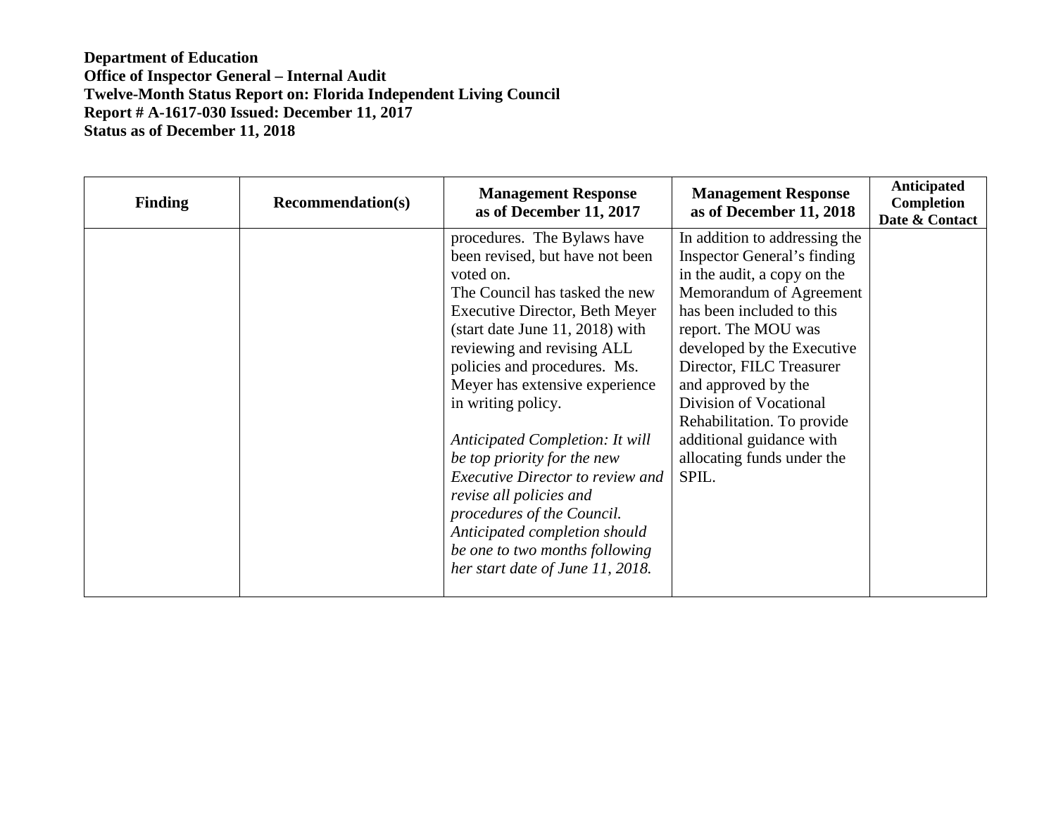**Department of Education**
**Office of Inspector General – Internal Audit**
**Twelve-Month Status Report on: Florida Independent Living Council**
**Report # A-1617-030 Issued: December 11, 2017**
**Status as of December 11, 2018**

| Finding | Recommendation(s) | Management Response as of December 11, 2017 | Management Response as of December 11, 2018 | Anticipated Completion Date & Contact |
|---|---|---|---|---|
| | | procedures. The Bylaws have been revised, but have not been voted on.<br>The Council has tasked the new Executive Director, Beth Meyer (start date June 11, 2018) with reviewing and revising ALL policies and procedures. Ms. Meyer has extensive experience in writing policy.<br><br>*Anticipated Completion: It will be top priority for the new Executive Director to review and revise all policies and procedures of the Council. Anticipated completion should be one to two months following her start date of June 11, 2018.* | In addition to addressing the Inspector General's finding in the audit, a copy on the Memorandum of Agreement has been included to this report. The MOU was developed by the Executive Director, FILC Treasurer and approved by the Division of Vocational Rehabilitation. To provide additional guidance with allocating funds under the SPIL. | |